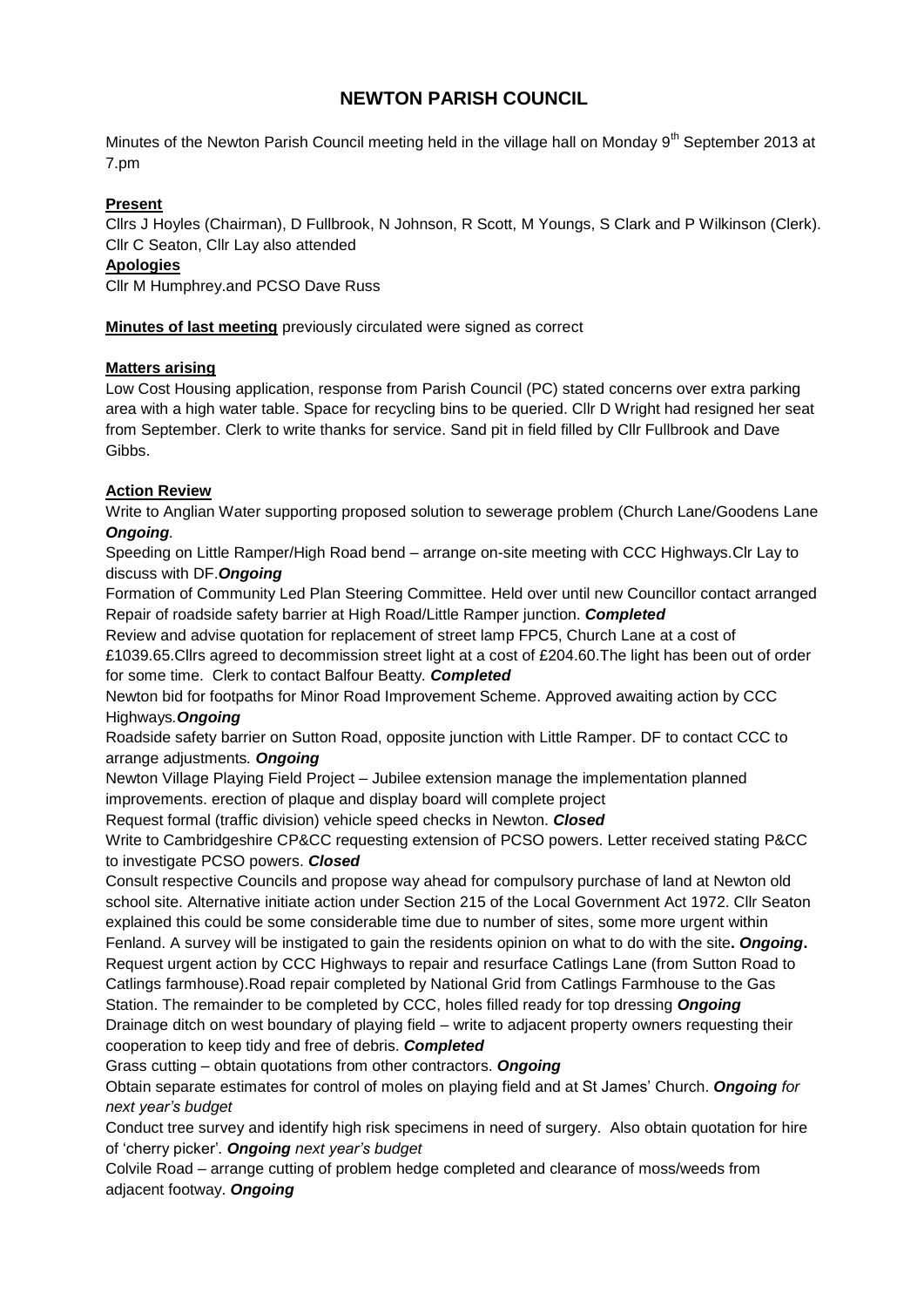# NEWTON PARISH COUNCIL

Minutes of the Newton Parish Council meeting held in the village hall on Monday 9th September 2013 at 7.pm

**Present**

Cllrs J Hoyles (Chairman), D Fullbrook, N Johnson, R Scott, M Youngs, S Clark and P Wilkinson (Clerk). Cllr C Seaton, Cllr Lay also attended

**Apologies**

Cllr M Humphrey.and PCSO Dave Russ

**Minutes of last meeting** previously circulated were signed as correct

**Matters arising**

Low Cost Housing application, response from Parish Council (PC) stated concerns over extra parking area with a high water table. Space for recycling bins to be queried. Cllr D Wright had resigned her seat from September. Clerk to write thanks for service. Sand pit in field filled by Cllr Fullbrook and Dave Gibbs.

**Action Review**

Write to Anglian Water supporting proposed solution to sewerage problem (Church Lane/Goodens Lane ***Ongoing***.

Speeding on Little Ramper/High Road bend – arrange on-site meeting with CCC Highways.Clr Lay to discuss with DF.***Ongoing***

Formation of Community Led Plan Steering Committee. Held over until new Councillor contact arranged

Repair of roadside safety barrier at High Road/Little Ramper junction. ***Completed***

Review and advise quotation for replacement of street lamp FPC5, Church Lane at a cost of £1039.65.Cllrs agreed to decommission street light at a cost of £204.60.The light has been out of order for some time. Clerk to contact Balfour Beatty. ***Completed***

Newton bid for footpaths for Minor Road Improvement Scheme. Approved awaiting action by CCC Highways.***Ongoing***

Roadside safety barrier on Sutton Road, opposite junction with Little Ramper. DF to contact CCC to arrange adjustments*.* ***Ongoing***

Newton Village Playing Field Project – Jubilee extension manage the implementation planned improvements. erection of plaque and display board will complete project

Request formal (traffic division) vehicle speed checks in Newton. ***Closed***

Write to Cambridgeshire CP&CC requesting extension of PCSO powers. Letter received stating P&CC to investigate PCSO powers. ***Closed***

Consult respective Councils and propose way ahead for compulsory purchase of land at Newton old school site. Alternative initiate action under Section 215 of the Local Government Act 1972. Cllr Seaton explained this could be some considerable time due to number of sites, some more urgent within Fenland. A survey will be instigated to gain the residents opinion on what to do with the site**. *Ongoing*.**

Request urgent action by CCC Highways to repair and resurface Catlings Lane (from Sutton Road to Catlings farmhouse).Road repair completed by National Grid from Catlings Farmhouse to the Gas Station. The remainder to be completed by CCC, holes filled ready for top dressing ***Ongoing***

Drainage ditch on west boundary of playing field – write to adjacent property owners requesting their cooperation to keep tidy and free of debris. ***Completed***

Grass cutting – obtain quotations from other contractors. ***Ongoing***

Obtain separate estimates for control of moles on playing field and at St James' Church. ***Ongoing*** *for next year's budget*

Conduct tree survey and identify high risk specimens in need of surgery. Also obtain quotation for hire of 'cherry picker'. ***Ongoing*** *next year's budget*

Colvile Road – arrange cutting of problem hedge completed and clearance of moss/weeds from adjacent footway. ***Ongoing***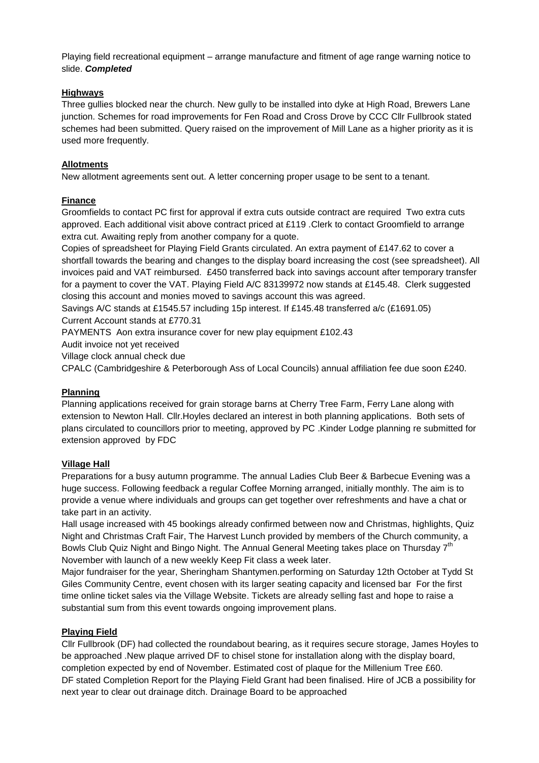Playing field recreational equipment – arrange manufacture and fitment of age range warning notice to slide. ***Completed***

## Highways

Three gullies blocked near the church. New gully to be installed into dyke at High Road, Brewers Lane junction. Schemes for road improvements for Fen Road and Cross Drove by CCC Cllr Fullbrook stated schemes had been submitted. Query raised on the improvement of Mill Lane as a higher priority as it is used more frequently.

## Allotments

New allotment agreements sent out. A letter concerning proper usage to be sent to a tenant.

## Finance

Groomfields to contact PC first for approval if extra cuts outside contract are required Two extra cuts approved. Each additional visit above contract priced at £119 .Clerk to contact Groomfield to arrange extra cut. Awaiting reply from another company for a quote.

Copies of spreadsheet for Playing Field Grants circulated. An extra payment of £147.62 to cover a shortfall towards the bearing and changes to the display board increasing the cost (see spreadsheet). All invoices paid and VAT reimbursed. £450 transferred back into savings account after temporary transfer for a payment to cover the VAT. Playing Field A/C 83139972 now stands at £145.48. Clerk suggested closing this account and monies moved to savings account this was agreed.

Savings A/C stands at £1545.57 including 15p interest. If £145.48 transferred a/c (£1691.05)

Current Account stands at £770.31

PAYMENTS Aon extra insurance cover for new play equipment £102.43

Audit invoice not yet received

Village clock annual check due

CPALC (Cambridgeshire & Peterborough Ass of Local Councils) annual affiliation fee due soon £240.

## Planning

Planning applications received for grain storage barns at Cherry Tree Farm, Ferry Lane along with extension to Newton Hall. Cllr.Hoyles declared an interest in both planning applications. Both sets of plans circulated to councillors prior to meeting, approved by PC .Kinder Lodge planning re submitted for extension approved by FDC

## Village Hall

Preparations for a busy autumn programme. The annual Ladies Club Beer & Barbecue Evening was a huge success. Following feedback a regular Coffee Morning arranged, initially monthly. The aim is to provide a venue where individuals and groups can get together over refreshments and have a chat or take part in an activity.

Hall usage increased with 45 bookings already confirmed between now and Christmas, highlights, Quiz Night and Christmas Craft Fair, The Harvest Lunch provided by members of the Church community, a Bowls Club Quiz Night and Bingo Night. The Annual General Meeting takes place on Thursday 7th November with launch of a new weekly Keep Fit class a week later.

Major fundraiser for the year, Sheringham Shantymen.performing on Saturday 12th October at Tydd St Giles Community Centre, event chosen with its larger seating capacity and licensed bar For the first time online ticket sales via the Village Website. Tickets are already selling fast and hope to raise a substantial sum from this event towards ongoing improvement plans.

## Playing Field

Cllr Fullbrook (DF) had collected the roundabout bearing, as it requires secure storage, James Hoyles to be approached .New plaque arrived DF to chisel stone for installation along with the display board, completion expected by end of November. Estimated cost of plaque for the Millenium Tree £60.

DF stated Completion Report for the Playing Field Grant had been finalised. Hire of JCB a possibility for next year to clear out drainage ditch. Drainage Board to be approached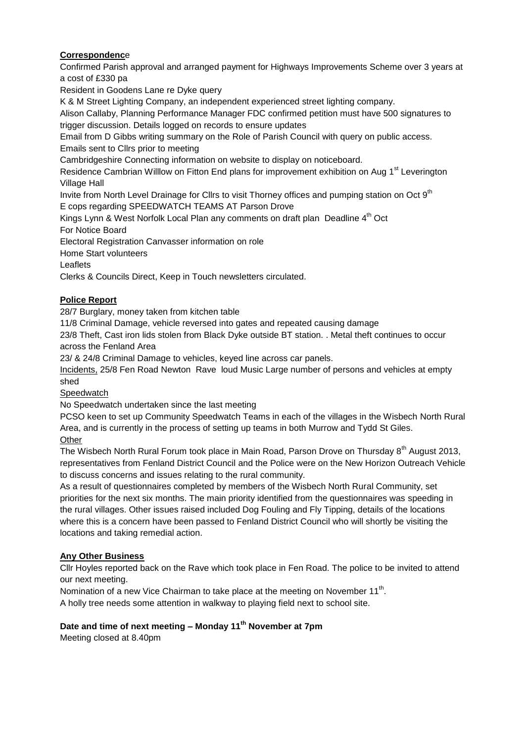**Correspondence**

Confirmed Parish approval and arranged payment for Highways Improvements Scheme over 3 years at a cost of £330 pa

Resident in Goodens Lane re Dyke query

K & M Street Lighting Company, an independent experienced street lighting company.

Alison Callaby, Planning Performance Manager FDC confirmed petition must have 500 signatures to trigger discussion. Details logged on records to ensure updates

Email from D Gibbs writing summary on the Role of Parish Council with query on public access. Emails sent to Cllrs prior to meeting

Cambridgeshire Connecting information on website to display on noticeboard.

Residence Cambrian Willlow on Fitton End plans for improvement exhibition on Aug 1st Leverington Village Hall

Invite from North Level Drainage for Cllrs to visit Thorney offices and pumping station on Oct 9th

E cops regarding SPEEDWATCH TEAMS AT Parson Drove

Kings Lynn & West Norfolk Local Plan any comments on draft plan Deadline 4th Oct

For Notice Board

Electoral Registration Canvasser information on role

Home Start volunteers

Leaflets

Clerks & Councils Direct, Keep in Touch newsletters circulated.

**Police Report**

28/7 Burglary, money taken from kitchen table

11/8 Criminal Damage, vehicle reversed into gates and repeated causing damage

23/8 Theft, Cast iron lids stolen from Black Dyke outside BT station. . Metal theft continues to occur across the Fenland Area

23/ & 24/8 Criminal Damage to vehicles, keyed line across car panels.

Incidents, 25/8 Fen Road Newton Rave loud Music Large number of persons and vehicles at empty shed

Speedwatch

No Speedwatch undertaken since the last meeting

PCSO keen to set up Community Speedwatch Teams in each of the villages in the Wisbech North Rural Area, and is currently in the process of setting up teams in both Murrow and Tydd St Giles.

Other

The Wisbech North Rural Forum took place in Main Road, Parson Drove on Thursday 8th August 2013, representatives from Fenland District Council and the Police were on the New Horizon Outreach Vehicle to discuss concerns and issues relating to the rural community.

As a result of questionnaires completed by members of the Wisbech North Rural Community, set priorities for the next six months. The main priority identified from the questionnaires was speeding in the rural villages. Other issues raised included Dog Fouling and Fly Tipping, details of the locations where this is a concern have been passed to Fenland District Council who will shortly be visiting the locations and taking remedial action.

**Any Other Business**

Cllr Hoyles reported back on the Rave which took place in Fen Road. The police to be invited to attend our next meeting.

Nomination of a new Vice Chairman to take place at the meeting on November 11th.

A holly tree needs some attention in walkway to playing field next to school site.

**Date and time of next meeting – Monday 11th November at 7pm**

Meeting closed at 8.40pm